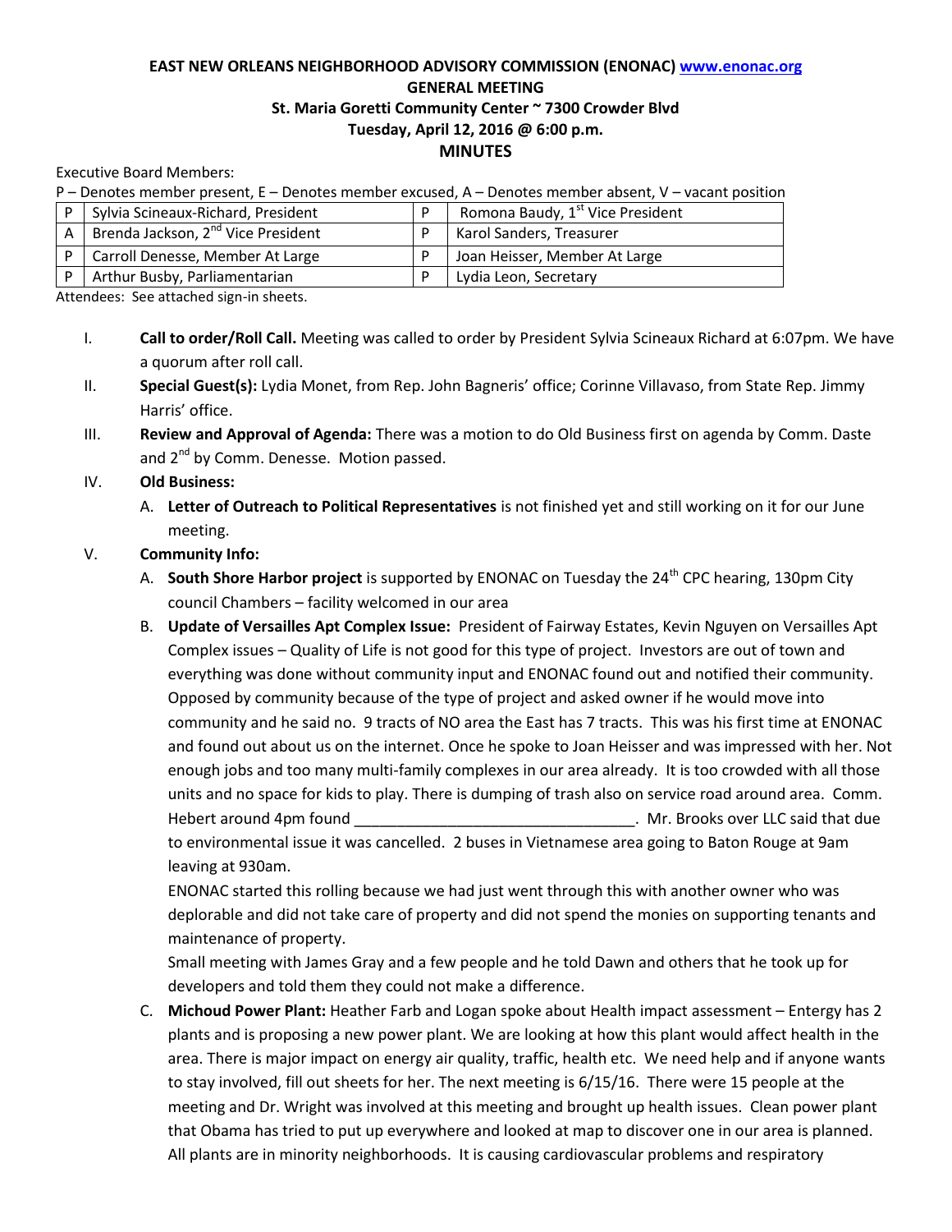**EAST NEW ORLEANS NEIGHBORHOOD ADVISORY COMMISSION (ENONAC) www.enonac.org**
**GENERAL MEETING**
**St. Maria Goretti Community Center ~ 7300 Crowder Blvd**
**Tuesday, April 12, 2016 @ 6:00 p.m.**
**MINUTES**

Executive Board Members:

P – Denotes member present, E – Denotes member excused, A – Denotes member absent, V – vacant position

| | | | |
|---|---|---|---|
| P | Sylvia Scineaux-Richard, President | P | Romona Baudy, 1st Vice President |
| A | Brenda Jackson, 2nd Vice President | P | Karol Sanders, Treasurer |
| P | Carroll Denesse, Member At Large | P | Joan Heisser, Member At Large |
| P | Arthur Busby, Parliamentarian | P | Lydia Leon, Secretary |

Attendees: See attached sign-in sheets.

I. **Call to order/Roll Call.** Meeting was called to order by President Sylvia Scineaux Richard at 6:07pm. We have a quorum after roll call.

II. **Special Guest(s):** Lydia Monet, from Rep. John Bagneris' office; Corinne Villavaso, from State Rep. Jimmy Harris' office.

III. **Review and Approval of Agenda:** There was a motion to do Old Business first on agenda by Comm. Daste and 2nd by Comm. Denesse. Motion passed.

IV. **Old Business:**

A. **Letter of Outreach to Political Representatives** is not finished yet and still working on it for our June meeting.

V. **Community Info:**

A. **South Shore Harbor project** is supported by ENONAC on Tuesday the 24th CPC hearing, 130pm City council Chambers – facility welcomed in our area

B. **Update of Versailles Apt Complex Issue:** President of Fairway Estates, Kevin Nguyen on Versailles Apt Complex issues – Quality of Life is not good for this type of project. Investors are out of town and everything was done without community input and ENONAC found out and notified their community. Opposed by community because of the type of project and asked owner if he would move into community and he said no. 9 tracts of NO area the East has 7 tracts. This was his first time at ENONAC and found out about us on the internet. Once he spoke to Joan Heisser and was impressed with her. Not enough jobs and too many multi-family complexes in our area already. It is too crowded with all those units and no space for kids to play. There is dumping of trash also on service road around area. Comm. Hebert around 4pm found _________________________________. Mr. Brooks over LLC said that due to environmental issue it was cancelled. 2 buses in Vietnamese area going to Baton Rouge at 9am leaving at 930am.

ENONAC started this rolling because we had just went through this with another owner who was deplorable and did not take care of property and did not spend the monies on supporting tenants and maintenance of property.

Small meeting with James Gray and a few people and he told Dawn and others that he took up for developers and told them they could not make a difference.

C. **Michoud Power Plant:** Heather Farb and Logan spoke about Health impact assessment – Entergy has 2 plants and is proposing a new power plant. We are looking at how this plant would affect health in the area. There is major impact on energy air quality, traffic, health etc. We need help and if anyone wants to stay involved, fill out sheets for her. The next meeting is 6/15/16. There were 15 people at the meeting and Dr. Wright was involved at this meeting and brought up health issues. Clean power plant that Obama has tried to put up everywhere and looked at map to discover one in our area is planned. All plants are in minority neighborhoods. It is causing cardiovascular problems and respiratory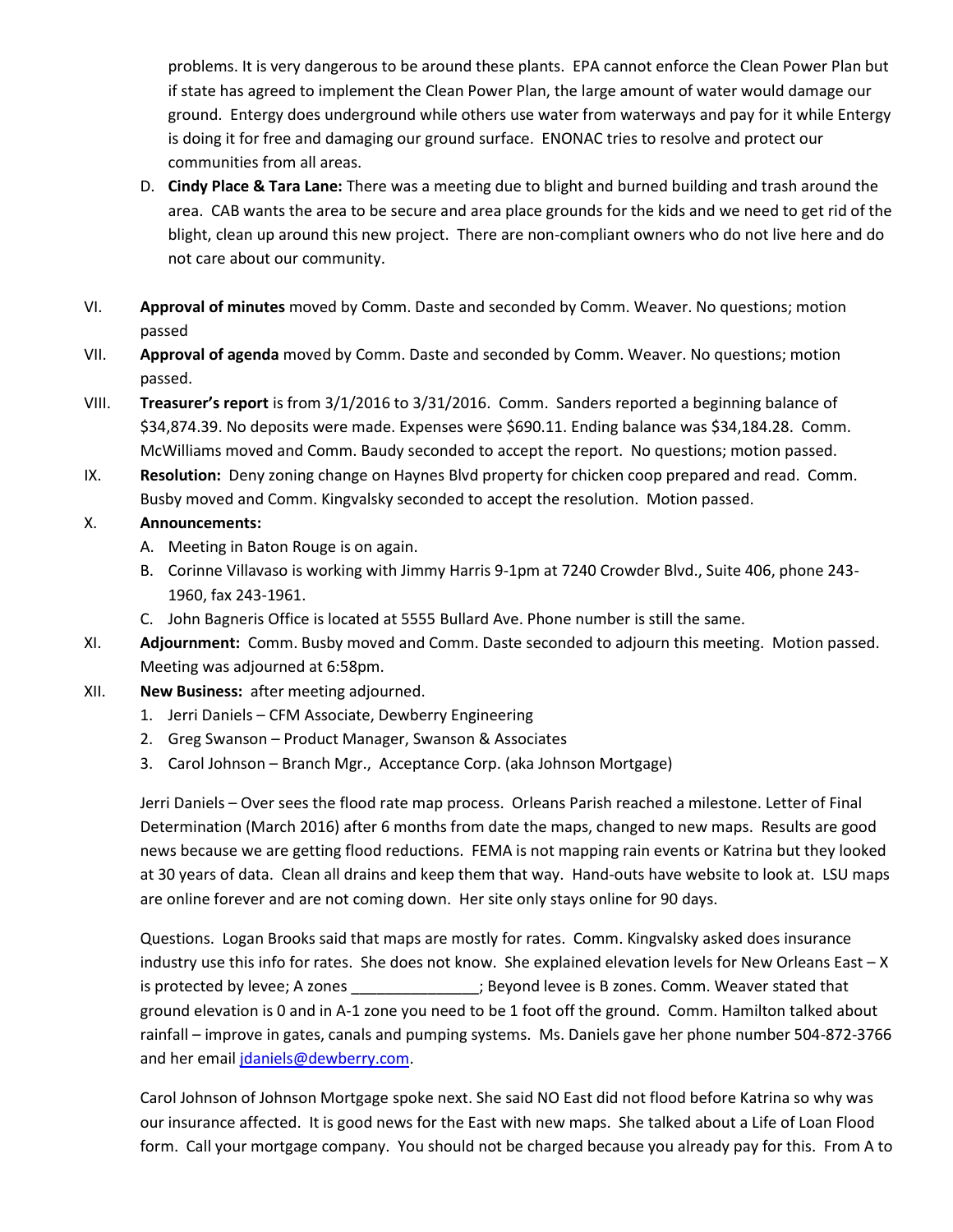problems. It is very dangerous to be around these plants. EPA cannot enforce the Clean Power Plan but if state has agreed to implement the Clean Power Plan, the large amount of water would damage our ground. Entergy does underground while others use water from waterways and pay for it while Entergy is doing it for free and damaging our ground surface. ENONAC tries to resolve and protect our communities from all areas.

D. **Cindy Place & Tara Lane:** There was a meeting due to blight and burned building and trash around the area. CAB wants the area to be secure and area place grounds for the kids and we need to get rid of the blight, clean up around this new project. There are non-compliant owners who do not live here and do not care about our community.

VI. **Approval of minutes** moved by Comm. Daste and seconded by Comm. Weaver. No questions; motion passed

VII. **Approval of agenda** moved by Comm. Daste and seconded by Comm. Weaver. No questions; motion passed.

VIII. **Treasurer's report** is from 3/1/2016 to 3/31/2016. Comm. Sanders reported a beginning balance of $34,874.39. No deposits were made. Expenses were $690.11. Ending balance was $34,184.28. Comm. McWilliams moved and Comm. Baudy seconded to accept the report. No questions; motion passed.

IX. **Resolution:** Deny zoning change on Haynes Blvd property for chicken coop prepared and read. Comm. Busby moved and Comm. Kingvalsky seconded to accept the resolution. Motion passed.

X. **Announcements:**

A. Meeting in Baton Rouge is on again.
B. Corinne Villavaso is working with Jimmy Harris 9-1pm at 7240 Crowder Blvd., Suite 406, phone 243-1960, fax 243-1961.
C. John Bagneris Office is located at 5555 Bullard Ave. Phone number is still the same.

XI. **Adjournment:** Comm. Busby moved and Comm. Daste seconded to adjourn this meeting. Motion passed. Meeting was adjourned at 6:58pm.

XII. **New Business:** after meeting adjourned.

1. Jerri Daniels – CFM Associate, Dewberry Engineering
2. Greg Swanson – Product Manager, Swanson & Associates
3. Carol Johnson – Branch Mgr., Acceptance Corp. (aka Johnson Mortgage)

Jerri Daniels – Over sees the flood rate map process. Orleans Parish reached a milestone. Letter of Final Determination (March 2016) after 6 months from date the maps, changed to new maps. Results are good news because we are getting flood reductions. FEMA is not mapping rain events or Katrina but they looked at 30 years of data. Clean all drains and keep them that way. Hand-outs have website to look at. LSU maps are online forever and are not coming down. Her site only stays online for 90 days.

Questions. Logan Brooks said that maps are mostly for rates. Comm. Kingvalsky asked does insurance industry use this info for rates. She does not know. She explained elevation levels for New Orleans East – X is protected by levee; A zones _______________; Beyond levee is B zones. Comm. Weaver stated that ground elevation is 0 and in A-1 zone you need to be 1 foot off the ground. Comm. Hamilton talked about rainfall – improve in gates, canals and pumping systems. Ms. Daniels gave her phone number 504-872-3766 and her email jdaniels@dewberry.com.

Carol Johnson of Johnson Mortgage spoke next. She said NO East did not flood before Katrina so why was our insurance affected. It is good news for the East with new maps. She talked about a Life of Loan Flood form. Call your mortgage company. You should not be charged because you already pay for this. From A to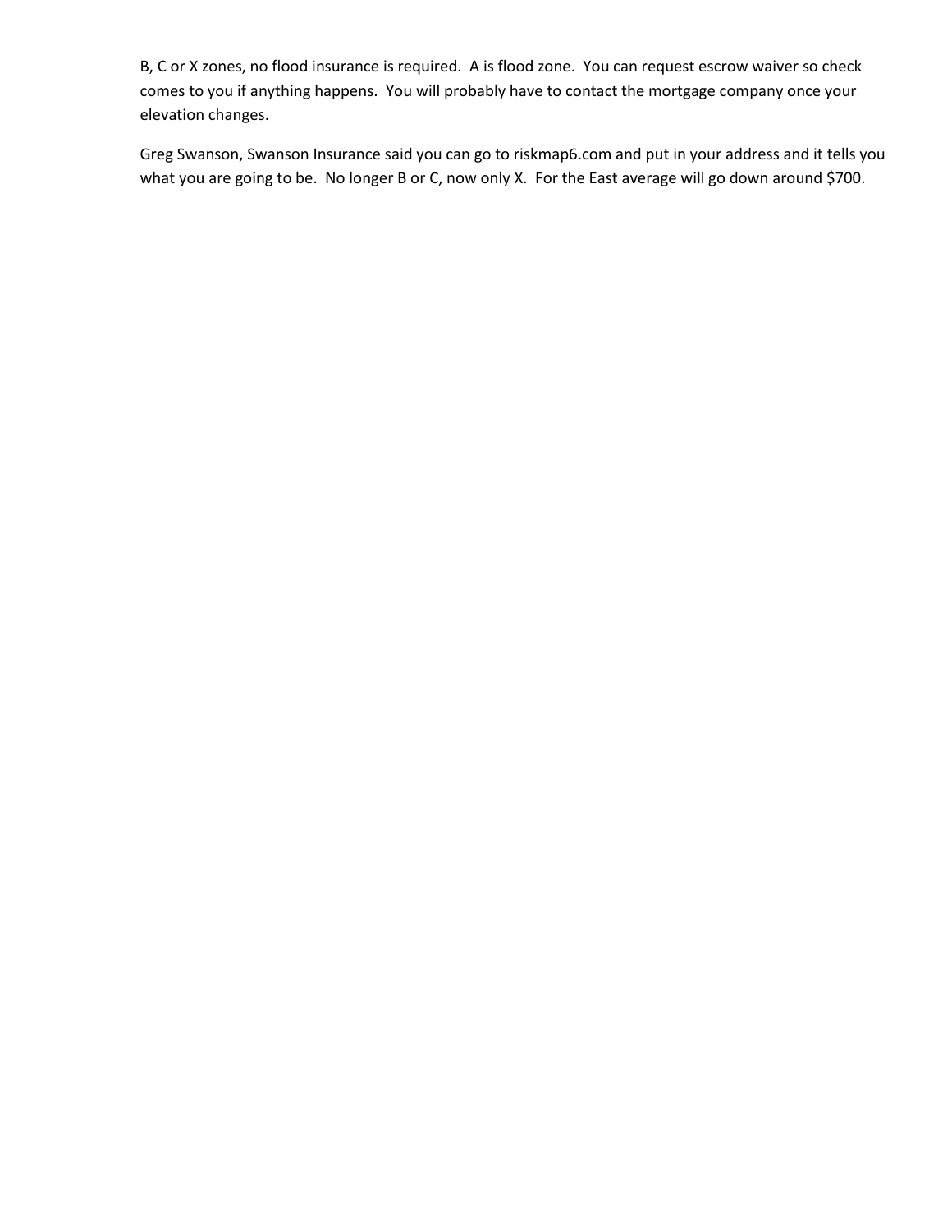B, C or X zones, no flood insurance is required. A is flood zone. You can request escrow waiver so check comes to you if anything happens. You will probably have to contact the mortgage company once your elevation changes.

Greg Swanson, Swanson Insurance said you can go to riskmap6.com and put in your address and it tells you what you are going to be. No longer B or C, now only X. For the East average will go down around $700.